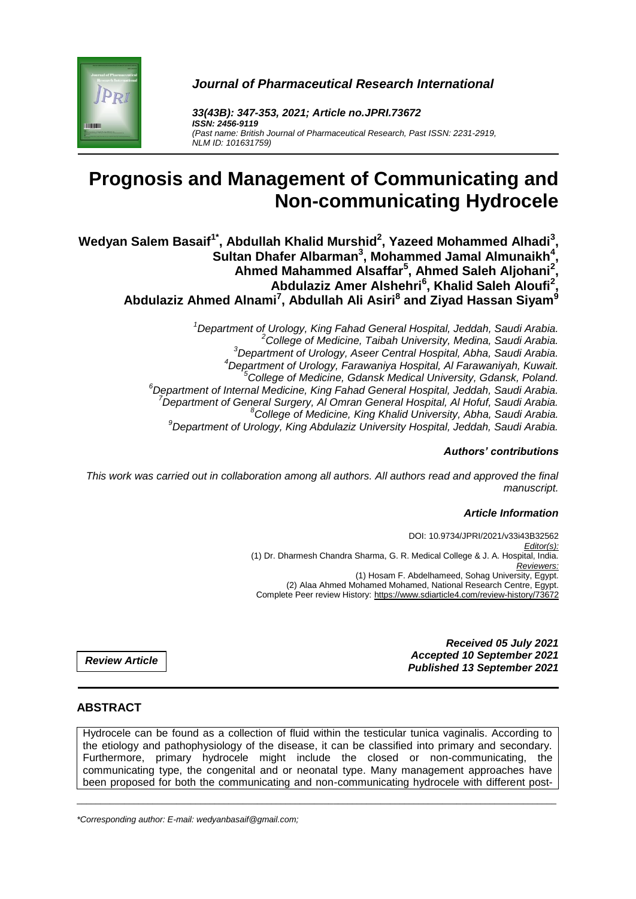*Journal of Pharmaceutical Research International*

***33(43B): 347-353, 2021; Article no.JPRI.73672***
***ISSN: 2456-9119***
*(Past name: British Journal of Pharmaceutical Research, Past ISSN: 2231-2919, NLM ID: 101631759)*

# Prognosis and Management of Communicating and Non-communicating Hydrocele

**Wedyan Salem Basaif[1*], Abdullah Khalid Murshid[2], Yazeed Mohammed Alhadi[3], Sultan Dhafer Albarman[3], Mohammed Jamal Almunaikh[4], Ahmed Mahammed Alsaffar[5], Ahmed Saleh Aljohani[2], Abdulaziz Amer Alshehri[6], Khalid Saleh Aloufi[2], Abdulaziz Ahmed Alnami[7], Abdullah Ali Asiri[8] and Ziyad Hassan Siyam[9]**

*[1]Department of Urology, King Fahad General Hospital, Jeddah, Saudi Arabia.*
*[2]College of Medicine, Taibah University, Medina, Saudi Arabia.*
*[3]Department of Urology, Aseer Central Hospital, Abha, Saudi Arabia.*
*[4]Department of Urology, Farawaniya Hospital, Al Farawaniyah, Kuwait.*
*[5]College of Medicine, Gdansk Medical University, Gdansk, Poland.*
*[6]Department of Internal Medicine, King Fahad General Hospital, Jeddah, Saudi Arabia.*
*[7]Department of General Surgery, Al Omran General Hospital, Al Hofuf, Saudi Arabia.*
*[8]College of Medicine, King Khalid University, Abha, Saudi Arabia.*
*[9]Department of Urology, King Abdulaziz University Hospital, Jeddah, Saudi Arabia.*

***Authors' contributions***

*This work was carried out in collaboration among all authors. All authors read and approved the final manuscript.*

***Article Information***

DOI: 10.9734/JPRI/2021/v33i43B32562
*Editor(s):*
(1) Dr. Dharmesh Chandra Sharma, G. R. Medical College & J. A. Hospital, India.
*Reviewers:*
(1) Hosam F. Abdelhameed, Sohag University, Egypt.
(2) Alaa Ahmed Mohamed Mohamed, National Research Centre, Egypt.
Complete Peer review History: https://www.sdiarticle4.com/review-history/73672

***Review Article***

***Received 05 July 2021***
***Accepted 10 September 2021***
***Published 13 September 2021***

## ABSTRACT

Hydrocele can be found as a collection of fluid within the testicular tunica vaginalis. According to the etiology and pathophysiology of the disease, it can be classified into primary and secondary. Furthermore, primary hydrocele might include the closed or non-communicating, the communicating type, the congenital and or neonatal type. Many management approaches have been proposed for both the communicating and non-communicating hydrocele with different post-

*\*Corresponding author: E-mail: wedyanbasaif@gmail.com;*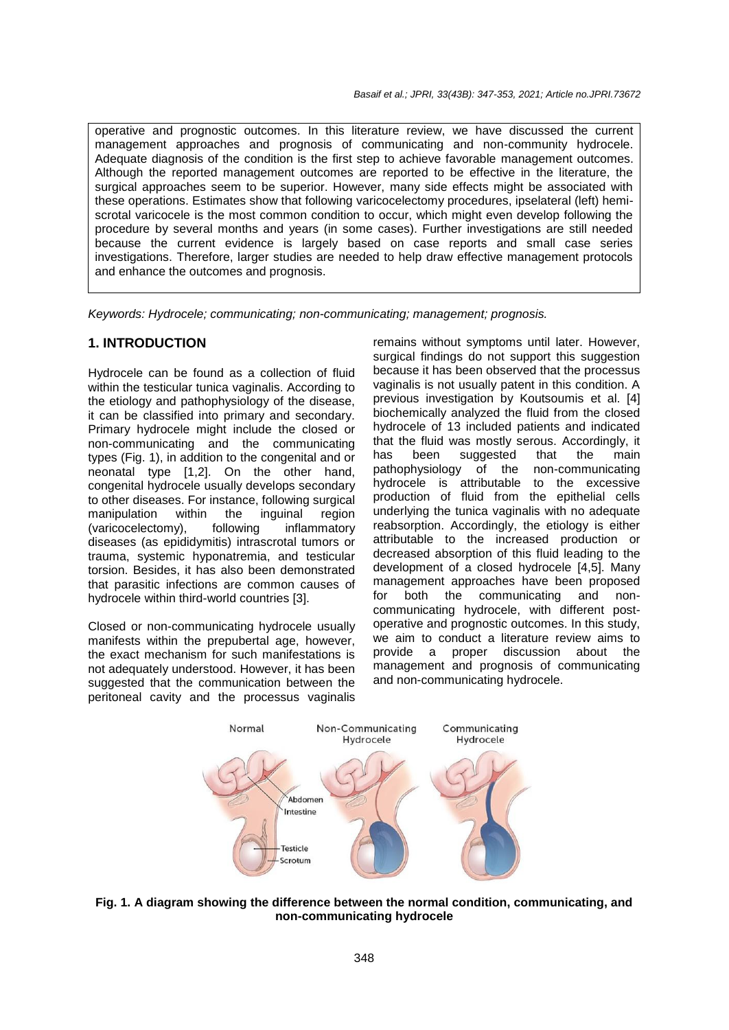operative and prognostic outcomes. In this literature review, we have discussed the current management approaches and prognosis of communicating and non-community hydrocele. Adequate diagnosis of the condition is the first step to achieve favorable management outcomes. Although the reported management outcomes are reported to be effective in the literature, the surgical approaches seem to be superior. However, many side effects might be associated with these operations. Estimates show that following varicocelectomy procedures, ipselateral (left) hemi-scrotal varicocele is the most common condition to occur, which might even develop following the procedure by several months and years (in some cases). Further investigations are still needed because the current evidence is largely based on case reports and small case series investigations. Therefore, larger studies are needed to help draw effective management protocols and enhance the outcomes and prognosis.

*Keywords: Hydrocele; communicating; non-communicating; management; prognosis.*

## 1. INTRODUCTION

Hydrocele can be found as a collection of fluid within the testicular tunica vaginalis. According to the etiology and pathophysiology of the disease, it can be classified into primary and secondary. Primary hydrocele might include the closed or non-communicating and the communicating types (Fig. 1), in addition to the congenital and or neonatal type [1,2]. On the other hand, congenital hydrocele usually develops secondary to other diseases. For instance, following surgical manipulation within the inguinal region (varicocelectomy), following inflammatory diseases (as epididymitis) intrascrotal tumors or trauma, systemic hyponatremia, and testicular torsion. Besides, it has also been demonstrated that parasitic infections are common causes of hydrocele within third-world countries [3].

Closed or non-communicating hydrocele usually manifests within the prepubertal age, however, the exact mechanism for such manifestations is not adequately understood. However, it has been suggested that the communication between the peritoneal cavity and the processus vaginalis remains without symptoms until later. However, surgical findings do not support this suggestion because it has been observed that the processus vaginalis is not usually patent in this condition. A previous investigation by Koutsoumis et al. [4] biochemically analyzed the fluid from the closed hydrocele of 13 included patients and indicated that the fluid was mostly serous. Accordingly, it has been suggested that the main pathophysiology of the non-communicating hydrocele is attributable to the excessive production of fluid from the epithelial cells underlying the tunica vaginalis with no adequate reabsorption. Accordingly, the etiology is either attributable to the increased production or decreased absorption of this fluid leading to the development of a closed hydrocele [4,5]. Many management approaches have been proposed for both the communicating and non-communicating hydrocele, with different post-operative and prognostic outcomes. In this study, we aim to conduct a literature review aims to provide a proper discussion about the management and prognosis of communicating and non-communicating hydrocele.

**Fig. 1. A diagram showing the difference between the normal condition, communicating, and non-communicating hydrocele**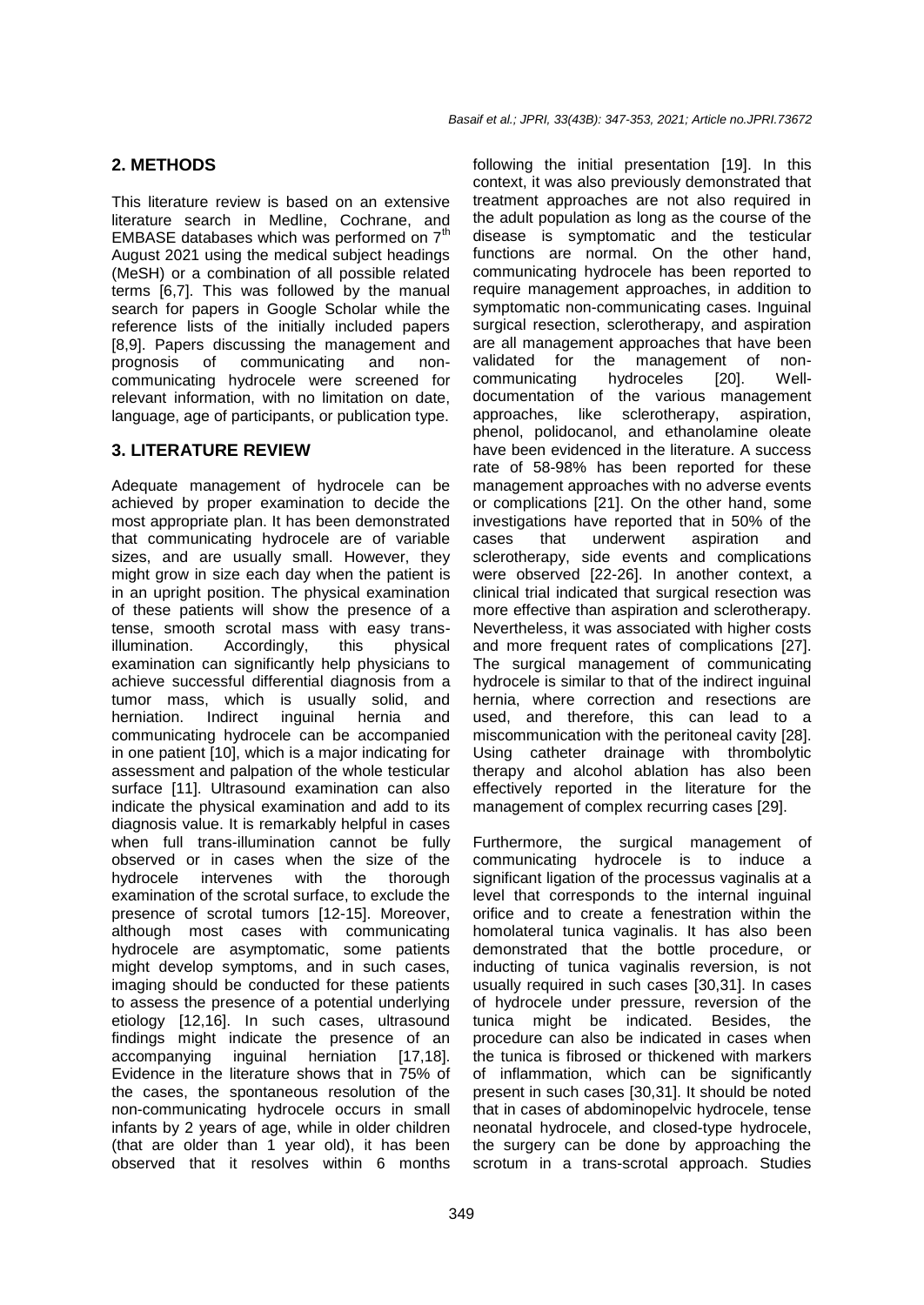## 2. METHODS

This literature review is based on an extensive literature search in Medline, Cochrane, and EMBASE databases which was performed on 7th August 2021 using the medical subject headings (MeSH) or a combination of all possible related terms [6,7]. This was followed by the manual search for papers in Google Scholar while the reference lists of the initially included papers [8,9]. Papers discussing the management and prognosis of communicating and non-communicating hydrocele were screened for relevant information, with no limitation on date, language, age of participants, or publication type.

## 3. LITERATURE REVIEW

Adequate management of hydrocele can be achieved by proper examination to decide the most appropriate plan. It has been demonstrated that communicating hydrocele are of variable sizes, and are usually small. However, they might grow in size each day when the patient is in an upright position. The physical examination of these patients will show the presence of a tense, smooth scrotal mass with easy trans-illumination. Accordingly, this physical examination can significantly help physicians to achieve successful differential diagnosis from a tumor mass, which is usually solid, and herniation. Indirect inguinal hernia and communicating hydrocele can be accompanied in one patient [10], which is a major indicating for assessment and palpation of the whole testicular surface [11]. Ultrasound examination can also indicate the physical examination and add to its diagnosis value. It is remarkably helpful in cases when full trans-illumination cannot be fully observed or in cases when the size of the hydrocele intervenes with the thorough examination of the scrotal surface, to exclude the presence of scrotal tumors [12-15]. Moreover, although most cases with communicating hydrocele are asymptomatic, some patients might develop symptoms, and in such cases, imaging should be conducted for these patients to assess the presence of a potential underlying etiology [12,16]. In such cases, ultrasound findings might indicate the presence of an accompanying inguinal herniation [17,18]. Evidence in the literature shows that in 75% of the cases, the spontaneous resolution of the non-communicating hydrocele occurs in small infants by 2 years of age, while in older children (that are older than 1 year old), it has been observed that it resolves within 6 months following the initial presentation [19]. In this context, it was also previously demonstrated that treatment approaches are not also required in the adult population as long as the course of the disease is symptomatic and the testicular functions are normal. On the other hand, communicating hydrocele has been reported to require management approaches, in addition to symptomatic non-communicating cases. Inguinal surgical resection, sclerotherapy, and aspiration are all management approaches that have been validated for the management of non-communicating hydroceles [20]. Well-documentation of the various management approaches, like sclerotherapy, aspiration, phenol, polidocanol, and ethanolamine oleate have been evidenced in the literature. A success rate of 58-98% has been reported for these management approaches with no adverse events or complications [21]. On the other hand, some investigations have reported that in 50% of the cases that underwent aspiration and sclerotherapy, side events and complications were observed [22-26]. In another context, a clinical trial indicated that surgical resection was more effective than aspiration and sclerotherapy. Nevertheless, it was associated with higher costs and more frequent rates of complications [27]. The surgical management of communicating hydrocele is similar to that of the indirect inguinal hernia, where correction and resections are used, and therefore, this can lead to a miscommunication with the peritoneal cavity [28]. Using catheter drainage with thrombolytic therapy and alcohol ablation has also been effectively reported in the literature for the management of complex recurring cases [29].

Furthermore, the surgical management of communicating hydrocele is to induce a significant ligation of the processus vaginalis at a level that corresponds to the internal inguinal orifice and to create a fenestration within the homolateral tunica vaginalis. It has also been demonstrated that the bottle procedure, or inducting of tunica vaginalis reversion, is not usually required in such cases [30,31]. In cases of hydrocele under pressure, reversion of the tunica might be indicated. Besides, the procedure can also be indicated in cases when the tunica is fibrosed or thickened with markers of inflammation, which can be significantly present in such cases [30,31]. It should be noted that in cases of abdominopelvic hydrocele, tense neonatal hydrocele, and closed-type hydrocele, the surgery can be done by approaching the scrotum in a trans-scrotal approach. Studies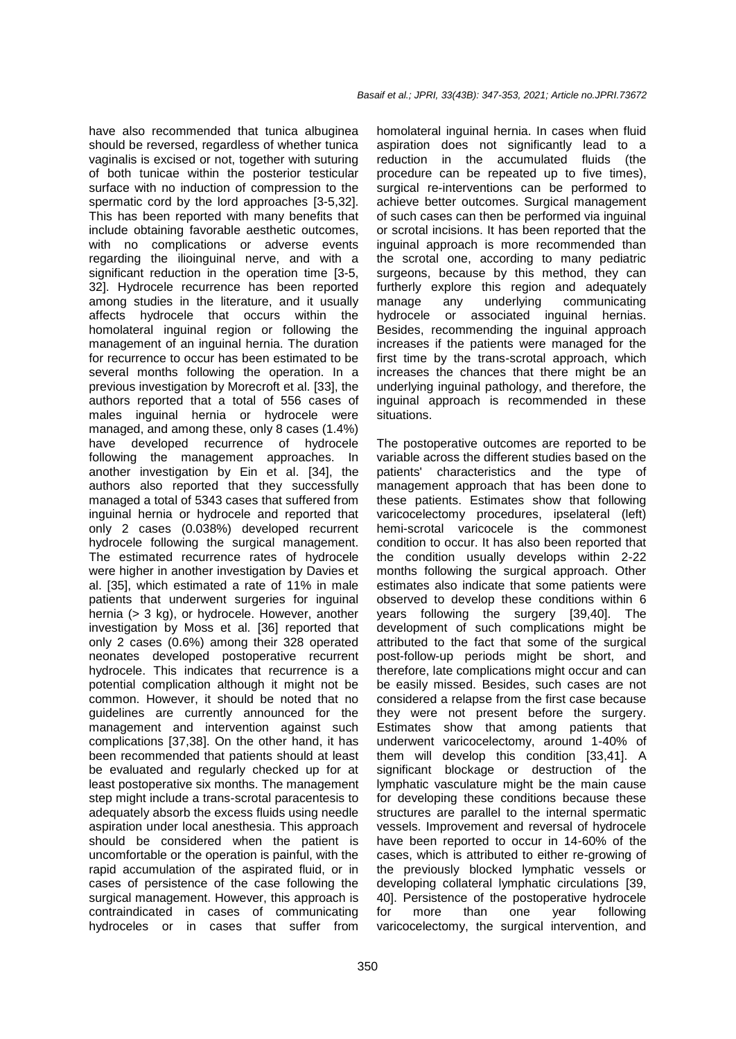have also recommended that tunica albuginea should be reversed, regardless of whether tunica vaginalis is excised or not, together with suturing of both tunicae within the posterior testicular surface with no induction of compression to the spermatic cord by the lord approaches [3-5,32]. This has been reported with many benefits that include obtaining favorable aesthetic outcomes, with no complications or adverse events regarding the ilioinguinal nerve, and with a significant reduction in the operation time [3-5, 32]. Hydrocele recurrence has been reported among studies in the literature, and it usually affects hydrocele that occurs within the homolateral inguinal region or following the management of an inguinal hernia. The duration for recurrence to occur has been estimated to be several months following the operation. In a previous investigation by Morecroft et al. [33], the authors reported that a total of 556 cases of males inguinal hernia or hydrocele were managed, and among these, only 8 cases (1.4%) have developed recurrence of hydrocele following the management approaches. In another investigation by Ein et al. [34], the authors also reported that they successfully managed a total of 5343 cases that suffered from inguinal hernia or hydrocele and reported that only 2 cases (0.038%) developed recurrent hydrocele following the surgical management. The estimated recurrence rates of hydrocele were higher in another investigation by Davies et al. [35], which estimated a rate of 11% in male patients that underwent surgeries for inguinal hernia (> 3 kg), or hydrocele. However, another investigation by Moss et al. [36] reported that only 2 cases (0.6%) among their 328 operated neonates developed postoperative recurrent hydrocele. This indicates that recurrence is a potential complication although it might not be common. However, it should be noted that no guidelines are currently announced for the management and intervention against such complications [37,38]. On the other hand, it has been recommended that patients should at least be evaluated and regularly checked up for at least postoperative six months. The management step might include a trans-scrotal paracentesis to adequately absorb the excess fluids using needle aspiration under local anesthesia. This approach should be considered when the patient is uncomfortable or the operation is painful, with the rapid accumulation of the aspirated fluid, or in cases of persistence of the case following the surgical management. However, this approach is contraindicated in cases of communicating hydroceles or in cases that suffer from homolateral inguinal hernia. In cases when fluid aspiration does not significantly lead to a reduction in the accumulated fluids (the procedure can be repeated up to five times), surgical re-interventions can be performed to achieve better outcomes. Surgical management of such cases can then be performed via inguinal or scrotal incisions. It has been reported that the inguinal approach is more recommended than the scrotal one, according to many pediatric surgeons, because by this method, they can furtherly explore this region and adequately manage any underlying communicating hydrocele or associated inguinal hernias. Besides, recommending the inguinal approach increases if the patients were managed for the first time by the trans-scrotal approach, which increases the chances that there might be an underlying inguinal pathology, and therefore, the inguinal approach is recommended in these situations.

The postoperative outcomes are reported to be variable across the different studies based on the patients' characteristics and the type of management approach that has been done to these patients. Estimates show that following varicocelectomy procedures, ipselateral (left) hemi-scrotal varicocele is the commonest condition to occur. It has also been reported that the condition usually develops within 2-22 months following the surgical approach. Other estimates also indicate that some patients were observed to develop these conditions within 6 years following the surgery [39,40]. The development of such complications might be attributed to the fact that some of the surgical post-follow-up periods might be short, and therefore, late complications might occur and can be easily missed. Besides, such cases are not considered a relapse from the first case because they were not present before the surgery. Estimates show that among patients that underwent varicocelectomy, around 1-40% of them will develop this condition [33,41]. A significant blockage or destruction of the lymphatic vasculature might be the main cause for developing these conditions because these structures are parallel to the internal spermatic vessels. Improvement and reversal of hydrocele have been reported to occur in 14-60% of the cases, which is attributed to either re-growing of the previously blocked lymphatic vessels or developing collateral lymphatic circulations [39, 40]. Persistence of the postoperative hydrocele for more than one year following varicocelectomy, the surgical intervention, and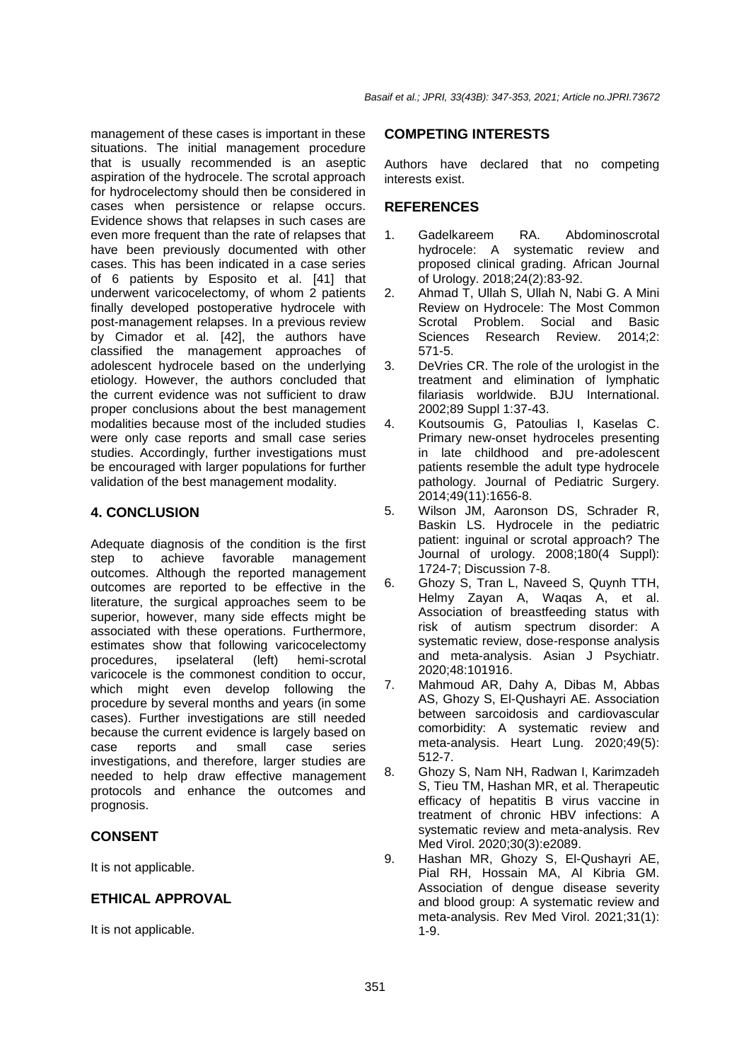management of these cases is important in these situations. The initial management procedure that is usually recommended is an aseptic aspiration of the hydrocele. The scrotal approach for hydrocelectomy should then be considered in cases when persistence or relapse occurs. Evidence shows that relapses in such cases are even more frequent than the rate of relapses that have been previously documented with other cases. This has been indicated in a case series of 6 patients by Esposito et al. [41] that underwent varicocelectomy, of whom 2 patients finally developed postoperative hydrocele with post-management relapses. In a previous review by Cimador et al. [42], the authors have classified the management approaches of adolescent hydrocele based on the underlying etiology. However, the authors concluded that the current evidence was not sufficient to draw proper conclusions about the best management modalities because most of the included studies were only case reports and small case series studies. Accordingly, further investigations must be encouraged with larger populations for further validation of the best management modality.

## 4. CONCLUSION

Adequate diagnosis of the condition is the first step to achieve favorable management outcomes. Although the reported management outcomes are reported to be effective in the literature, the surgical approaches seem to be superior, however, many side effects might be associated with these operations. Furthermore, estimates show that following varicocelectomy procedures, ipselateral (left) hemi-scrotal varicocele is the commonest condition to occur, which might even develop following the procedure by several months and years (in some cases). Further investigations are still needed because the current evidence is largely based on case reports and small case series investigations, and therefore, larger studies are needed to help draw effective management protocols and enhance the outcomes and prognosis.

## CONSENT

It is not applicable.

## ETHICAL APPROVAL

It is not applicable.

## COMPETING INTERESTS

Authors have declared that no competing interests exist.

## REFERENCES

1. Gadelkareem RA. Abdominoscrotal hydrocele: A systematic review and proposed clinical grading. African Journal of Urology. 2018;24(2):83-92.
2. Ahmad T, Ullah S, Ullah N, Nabi G. A Mini Review on Hydrocele: The Most Common Scrotal Problem. Social and Basic Sciences Research Review. 2014;2: 571-5.
3. DeVries CR. The role of the urologist in the treatment and elimination of lymphatic filariasis worldwide. BJU International. 2002;89 Suppl 1:37-43.
4. Koutsoumis G, Patoulias I, Kaselas C. Primary new-onset hydroceles presenting in late childhood and pre-adolescent patients resemble the adult type hydrocele pathology. Journal of Pediatric Surgery. 2014;49(11):1656-8.
5. Wilson JM, Aaronson DS, Schrader R, Baskin LS. Hydrocele in the pediatric patient: inguinal or scrotal approach? The Journal of urology. 2008;180(4 Suppl): 1724-7; Discussion 7-8.
6. Ghozy S, Tran L, Naveed S, Quynh TTH, Helmy Zayan A, Waqas A, et al. Association of breastfeeding status with risk of autism spectrum disorder: A systematic review, dose-response analysis and meta-analysis. Asian J Psychiatr. 2020;48:101916.
7. Mahmoud AR, Dahy A, Dibas M, Abbas AS, Ghozy S, El-Qushayri AE. Association between sarcoidosis and cardiovascular comorbidity: A systematic review and meta-analysis. Heart Lung. 2020;49(5): 512-7.
8. Ghozy S, Nam NH, Radwan I, Karimzadeh S, Tieu TM, Hashan MR, et al. Therapeutic efficacy of hepatitis B virus vaccine in treatment of chronic HBV infections: A systematic review and meta-analysis. Rev Med Virol. 2020;30(3):e2089.
9. Hashan MR, Ghozy S, El-Qushayri AE, Pial RH, Hossain MA, Al Kibria GM. Association of dengue disease severity and blood group: A systematic review and meta-analysis. Rev Med Virol. 2021;31(1): 1-9.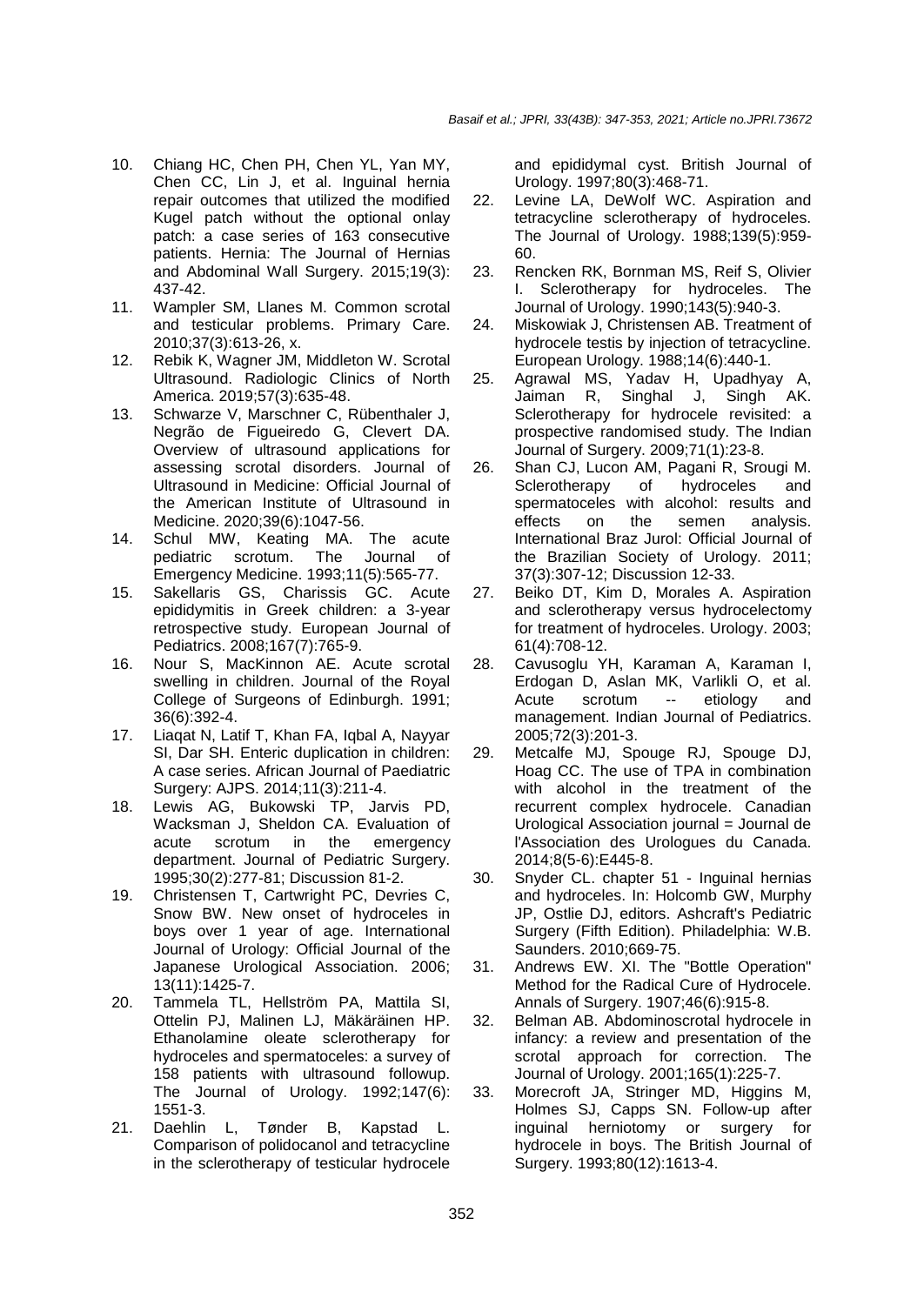10. Chiang HC, Chen PH, Chen YL, Yan MY, Chen CC, Lin J, et al. Inguinal hernia repair outcomes that utilized the modified Kugel patch without the optional onlay patch: a case series of 163 consecutive patients. Hernia: The Journal of Hernias and Abdominal Wall Surgery. 2015;19(3): 437-42.
11. Wampler SM, Llanes M. Common scrotal and testicular problems. Primary Care. 2010;37(3):613-26, x.
12. Rebik K, Wagner JM, Middleton W. Scrotal Ultrasound. Radiologic Clinics of North America. 2019;57(3):635-48.
13. Schwarze V, Marschner C, Rübenthaler J, Negrão de Figueiredo G, Clevert DA. Overview of ultrasound applications for assessing scrotal disorders. Journal of Ultrasound in Medicine: Official Journal of the American Institute of Ultrasound in Medicine. 2020;39(6):1047-56.
14. Schul MW, Keating MA. The acute pediatric scrotum. The Journal of Emergency Medicine. 1993;11(5):565-77.
15. Sakellaris GS, Charissis GC. Acute epididymitis in Greek children: a 3-year retrospective study. European Journal of Pediatrics. 2008;167(7):765-9.
16. Nour S, MacKinnon AE. Acute scrotal swelling in children. Journal of the Royal College of Surgeons of Edinburgh. 1991; 36(6):392-4.
17. Liaqat N, Latif T, Khan FA, Iqbal A, Nayyar SI, Dar SH. Enteric duplication in children: A case series. African Journal of Paediatric Surgery: AJPS. 2014;11(3):211-4.
18. Lewis AG, Bukowski TP, Jarvis PD, Wacksman J, Sheldon CA. Evaluation of acute scrotum in the emergency department. Journal of Pediatric Surgery. 1995;30(2):277-81; Discussion 81-2.
19. Christensen T, Cartwright PC, Devries C, Snow BW. New onset of hydroceles in boys over 1 year of age. International Journal of Urology: Official Journal of the Japanese Urological Association. 2006; 13(11):1425-7.
20. Tammela TL, Hellström PA, Mattila SI, Ottelin PJ, Malinen LJ, Mäkäräinen HP. Ethanolamine oleate sclerotherapy for hydroceles and spermatoceles: a survey of 158 patients with ultrasound followup. The Journal of Urology. 1992;147(6): 1551-3.
21. Daehlin L, Tønder B, Kapstad L. Comparison of polidocanol and tetracycline in the sclerotherapy of testicular hydrocele and epididymal cyst. British Journal of Urology. 1997;80(3):468-71.
22. Levine LA, DeWolf WC. Aspiration and tetracycline sclerotherapy of hydroceles. The Journal of Urology. 1988;139(5):959-60.
23. Rencken RK, Bornman MS, Reif S, Olivier I. Sclerotherapy for hydroceles. The Journal of Urology. 1990;143(5):940-3.
24. Miskowiak J, Christensen AB. Treatment of hydrocele testis by injection of tetracycline. European Urology. 1988;14(6):440-1.
25. Agrawal MS, Yadav H, Upadhyay A, Jaiman R, Singhal J, Singh AK. Sclerotherapy for hydrocele revisited: a prospective randomised study. The Indian Journal of Surgery. 2009;71(1):23-8.
26. Shan CJ, Lucon AM, Pagani R, Srougi M. Sclerotherapy of hydroceles and spermatoceles with alcohol: results and effects on the semen analysis. International Braz Jurol: Official Journal of the Brazilian Society of Urology. 2011; 37(3):307-12; Discussion 12-33.
27. Beiko DT, Kim D, Morales A. Aspiration and sclerotherapy versus hydrocelectomy for treatment of hydroceles. Urology. 2003; 61(4):708-12.
28. Cavusoglu YH, Karaman A, Karaman I, Erdogan D, Aslan MK, Varlikli O, et al. Acute scrotum -- etiology and management. Indian Journal of Pediatrics. 2005;72(3):201-3.
29. Metcalfe MJ, Spouge RJ, Spouge DJ, Hoag CC. The use of TPA in combination with alcohol in the treatment of the recurrent complex hydrocele. Canadian Urological Association journal = Journal de l'Association des Urologues du Canada. 2014;8(5-6):E445-8.
30. Snyder CL. chapter 51 - Inguinal hernias and hydroceles. In: Holcomb GW, Murphy JP, Ostlie DJ, editors. Ashcraft's Pediatric Surgery (Fifth Edition). Philadelphia: W.B. Saunders. 2010;669-75.
31. Andrews EW. XI. The "Bottle Operation" Method for the Radical Cure of Hydrocele. Annals of Surgery. 1907;46(6):915-8.
32. Belman AB. Abdominoscrotal hydrocele in infancy: a review and presentation of the scrotal approach for correction. The Journal of Urology. 2001;165(1):225-7.
33. Morecroft JA, Stringer MD, Higgins M, Holmes SJ, Capps SN. Follow-up after inguinal herniotomy or surgery for hydrocele in boys. The British Journal of Surgery. 1993;80(12):1613-4.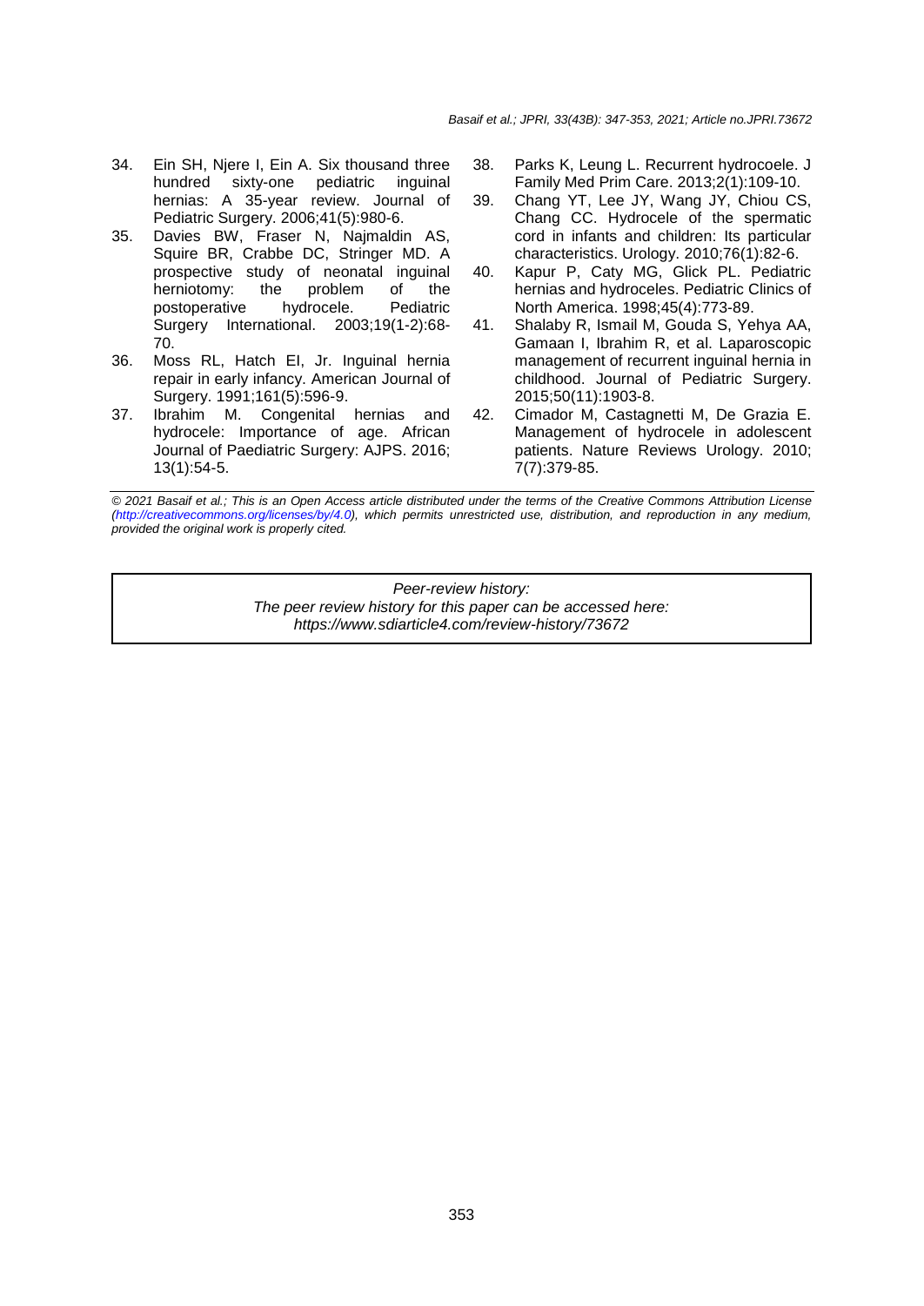34. Ein SH, Njere I, Ein A. Six thousand three hundred sixty-one pediatric inguinal hernias: A 35-year review. Journal of Pediatric Surgery. 2006;41(5):980-6.
35. Davies BW, Fraser N, Najmaldin AS, Squire BR, Crabbe DC, Stringer MD. A prospective study of neonatal inguinal herniotomy: the problem of the postoperative hydrocele. Pediatric Surgery International. 2003;19(1-2):68-70.
36. Moss RL, Hatch EI, Jr. Inguinal hernia repair in early infancy. American Journal of Surgery. 1991;161(5):596-9.
37. Ibrahim M. Congenital hernias and hydrocele: Importance of age. African Journal of Paediatric Surgery: AJPS. 2016; 13(1):54-5.
38. Parks K, Leung L. Recurrent hydrocoele. J Family Med Prim Care. 2013;2(1):109-10.
39. Chang YT, Lee JY, Wang JY, Chiou CS, Chang CC. Hydrocele of the spermatic cord in infants and children: Its particular characteristics. Urology. 2010;76(1):82-6.
40. Kapur P, Caty MG, Glick PL. Pediatric hernias and hydroceles. Pediatric Clinics of North America. 1998;45(4):773-89.
41. Shalaby R, Ismail M, Gouda S, Yehya AA, Gamaan I, Ibrahim R, et al. Laparoscopic management of recurrent inguinal hernia in childhood. Journal of Pediatric Surgery. 2015;50(11):1903-8.
42. Cimador M, Castagnetti M, De Grazia E. Management of hydrocele in adolescent patients. Nature Reviews Urology. 2010; 7(7):379-85.

---

*© 2021 Basaif et al.; This is an Open Access article distributed under the terms of the Creative Commons Attribution License (http://creativecommons.org/licenses/by/4.0), which permits unrestricted use, distribution, and reproduction in any medium, provided the original work is properly cited.*

*Peer-review history:*
*The peer review history for this paper can be accessed here:*
*https://www.sdiarticle4.com/review-history/73672*